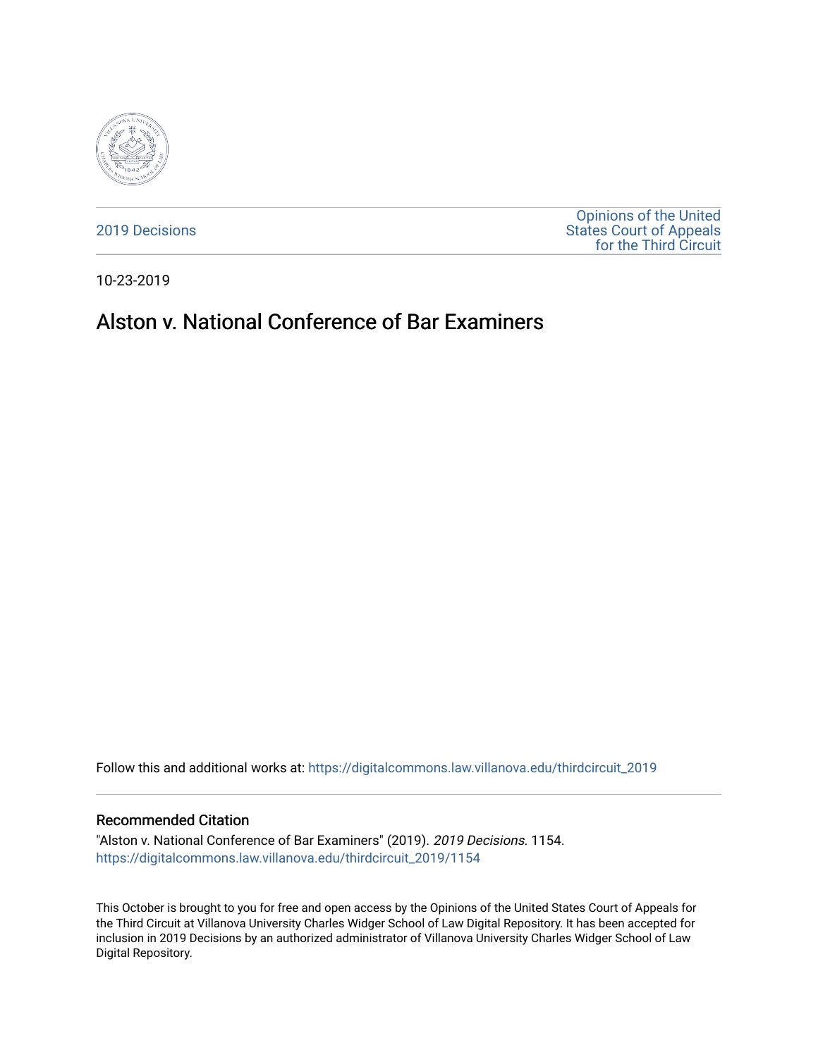2019 Decisions

Opinions of the United States Court of Appeals for the Third Circuit

10-23-2019

# Alston v. National Conference of Bar Examiners

Follow this and additional works at: https://digitalcommons.law.villanova.edu/thirdcircuit_2019

## Recommended Citation

"Alston v. National Conference of Bar Examiners" (2019). *2019 Decisions*. 1154.
https://digitalcommons.law.villanova.edu/thirdcircuit_2019/1154

This October is brought to you for free and open access by the Opinions of the United States Court of Appeals for the Third Circuit at Villanova University Charles Widger School of Law Digital Repository. It has been accepted for inclusion in 2019 Decisions by an authorized administrator of Villanova University Charles Widger School of Law Digital Repository.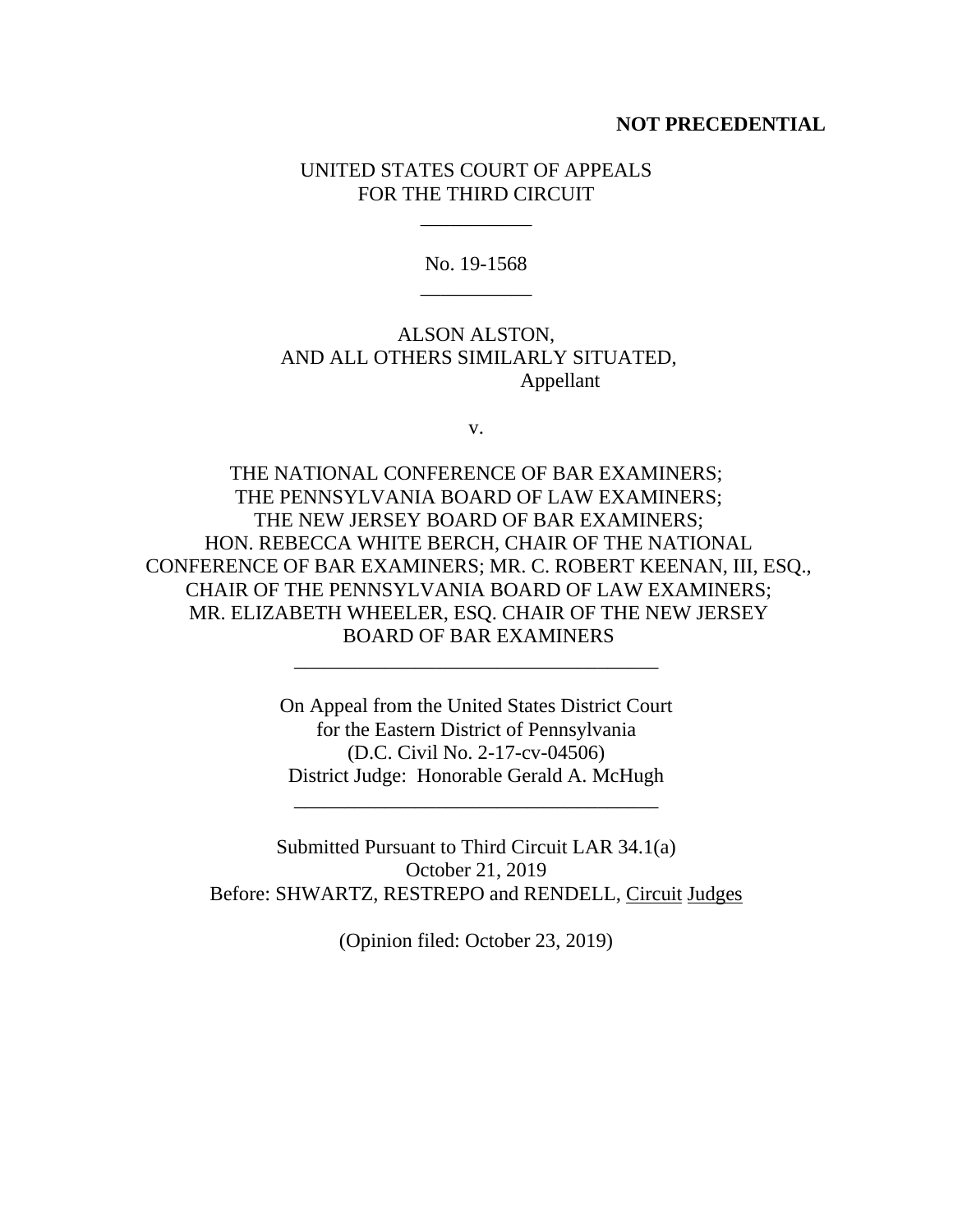**NOT PRECEDENTIAL**

UNITED STATES COURT OF APPEALS
FOR THE THIRD CIRCUIT

\_\_\_\_\_\_\_\_\_\_\_

No. 19-1568

\_\_\_\_\_\_\_\_\_\_\_

ALSON ALSTON,
AND ALL OTHERS SIMILARLY SITUATED,
Appellant

v.

THE NATIONAL CONFERENCE OF BAR EXAMINERS;
THE PENNSYLVANIA BOARD OF LAW EXAMINERS;
THE NEW JERSEY BOARD OF BAR EXAMINERS;
HON. REBECCA WHITE BERCH, CHAIR OF THE NATIONAL CONFERENCE OF BAR EXAMINERS; MR. C. ROBERT KEENAN, III, ESQ., CHAIR OF THE PENNSYLVANIA BOARD OF LAW EXAMINERS;
MR. ELIZABETH WHEELER, ESQ. CHAIR OF THE NEW JERSEY BOARD OF BAR EXAMINERS

\_\_\_\_\_\_\_\_\_\_\_\_\_\_\_\_\_\_\_\_\_\_\_\_\_\_\_\_\_\_\_\_\_\_\_\_

On Appeal from the United States District Court
for the Eastern District of Pennsylvania
(D.C. Civil No. 2-17-cv-04506)
District Judge: Honorable Gerald A. McHugh

\_\_\_\_\_\_\_\_\_\_\_\_\_\_\_\_\_\_\_\_\_\_\_\_\_\_\_\_\_\_\_\_\_\_\_\_

Submitted Pursuant to Third Circuit LAR 34.1(a)
October 21, 2019
Before: SHWARTZ, RESTREPO and RENDELL, Circuit Judges

(Opinion filed: October 23, 2019)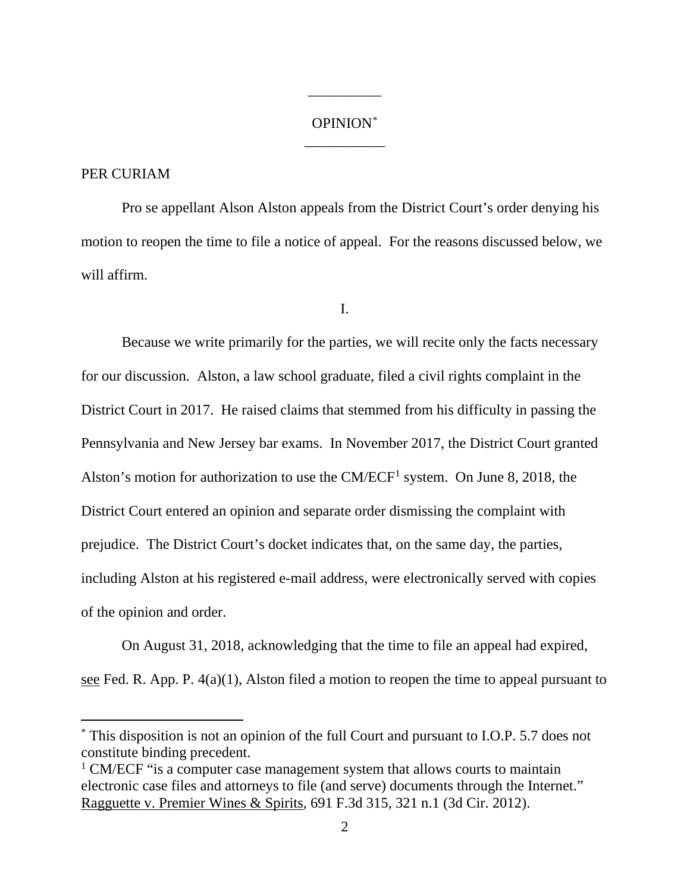---

OPINION[*]

---

PER CURIAM

Pro se appellant Alson Alston appeals from the District Court's order denying his motion to reopen the time to file a notice of appeal. For the reasons discussed below, we will affirm.

I.

Because we write primarily for the parties, we will recite only the facts necessary for our discussion. Alston, a law school graduate, filed a civil rights complaint in the District Court in 2017. He raised claims that stemmed from his difficulty in passing the Pennsylvania and New Jersey bar exams. In November 2017, the District Court granted Alston's motion for authorization to use the CM/ECF[1] system. On June 8, 2018, the District Court entered an opinion and separate order dismissing the complaint with prejudice. The District Court's docket indicates that, on the same day, the parties, including Alston at his registered e-mail address, were electronically served with copies of the opinion and order.

On August 31, 2018, acknowledging that the time to file an appeal had expired, see Fed. R. App. P. 4(a)(1), Alston filed a motion to reopen the time to appeal pursuant to

---

[*] This disposition is not an opinion of the full Court and pursuant to I.O.P. 5.7 does not constitute binding precedent.

[1] CM/ECF "is a computer case management system that allows courts to maintain electronic case files and attorneys to file (and serve) documents through the Internet." Ragguette v. Premier Wines & Spirits, 691 F.3d 315, 321 n.1 (3d Cir. 2012).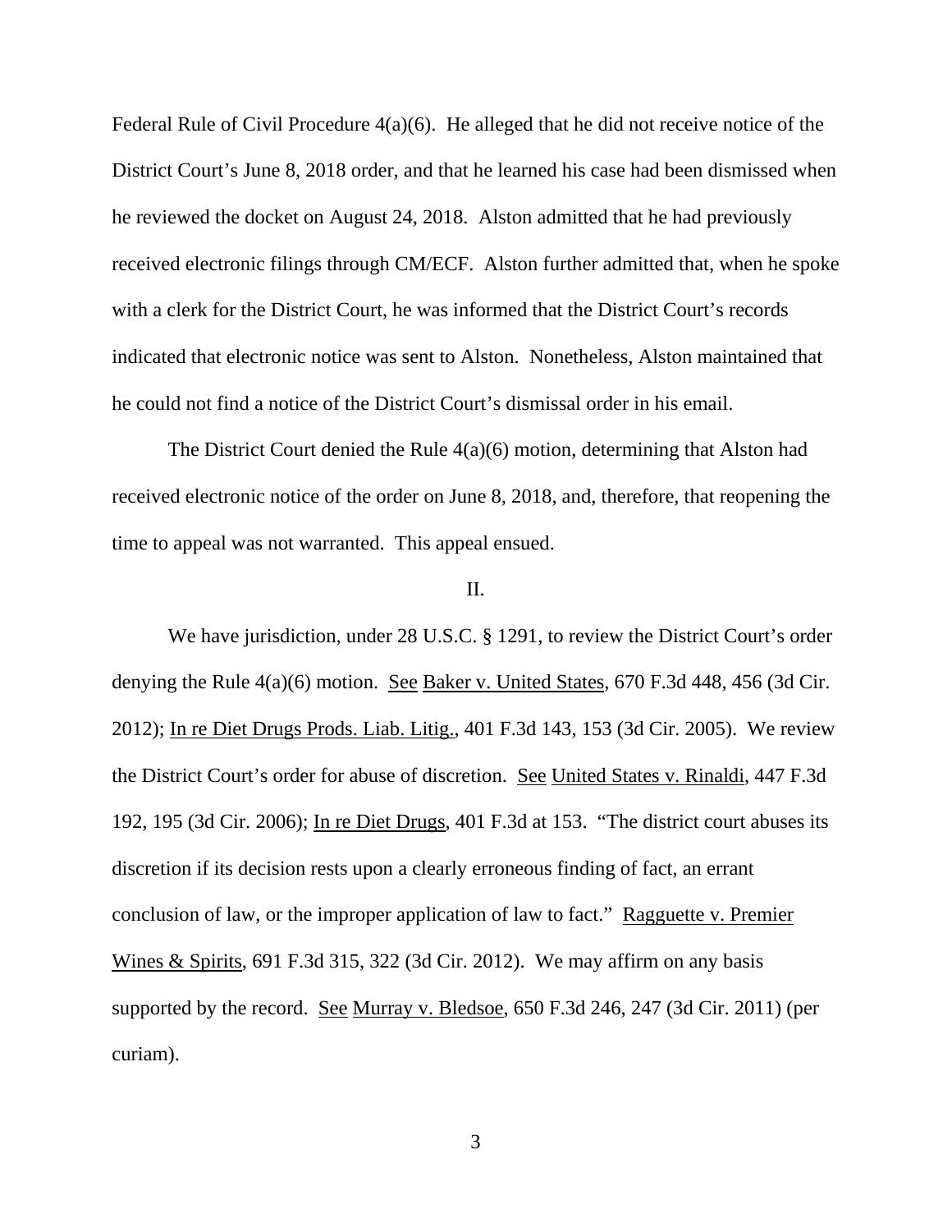Federal Rule of Civil Procedure 4(a)(6). He alleged that he did not receive notice of the District Court's June 8, 2018 order, and that he learned his case had been dismissed when he reviewed the docket on August 24, 2018. Alston admitted that he had previously received electronic filings through CM/ECF. Alston further admitted that, when he spoke with a clerk for the District Court, he was informed that the District Court's records indicated that electronic notice was sent to Alston. Nonetheless, Alston maintained that he could not find a notice of the District Court's dismissal order in his email.

The District Court denied the Rule 4(a)(6) motion, determining that Alston had received electronic notice of the order on June 8, 2018, and, therefore, that reopening the time to appeal was not warranted. This appeal ensued.

II.

We have jurisdiction, under 28 U.S.C. § 1291, to review the District Court's order denying the Rule 4(a)(6) motion. See Baker v. United States, 670 F.3d 448, 456 (3d Cir. 2012); In re Diet Drugs Prods. Liab. Litig., 401 F.3d 143, 153 (3d Cir. 2005). We review the District Court's order for abuse of discretion. See United States v. Rinaldi, 447 F.3d 192, 195 (3d Cir. 2006); In re Diet Drugs, 401 F.3d at 153. "The district court abuses its discretion if its decision rests upon a clearly erroneous finding of fact, an errant conclusion of law, or the improper application of law to fact." Ragguette v. Premier Wines & Spirits, 691 F.3d 315, 322 (3d Cir. 2012). We may affirm on any basis supported by the record. See Murray v. Bledsoe, 650 F.3d 246, 247 (3d Cir. 2011) (per curiam).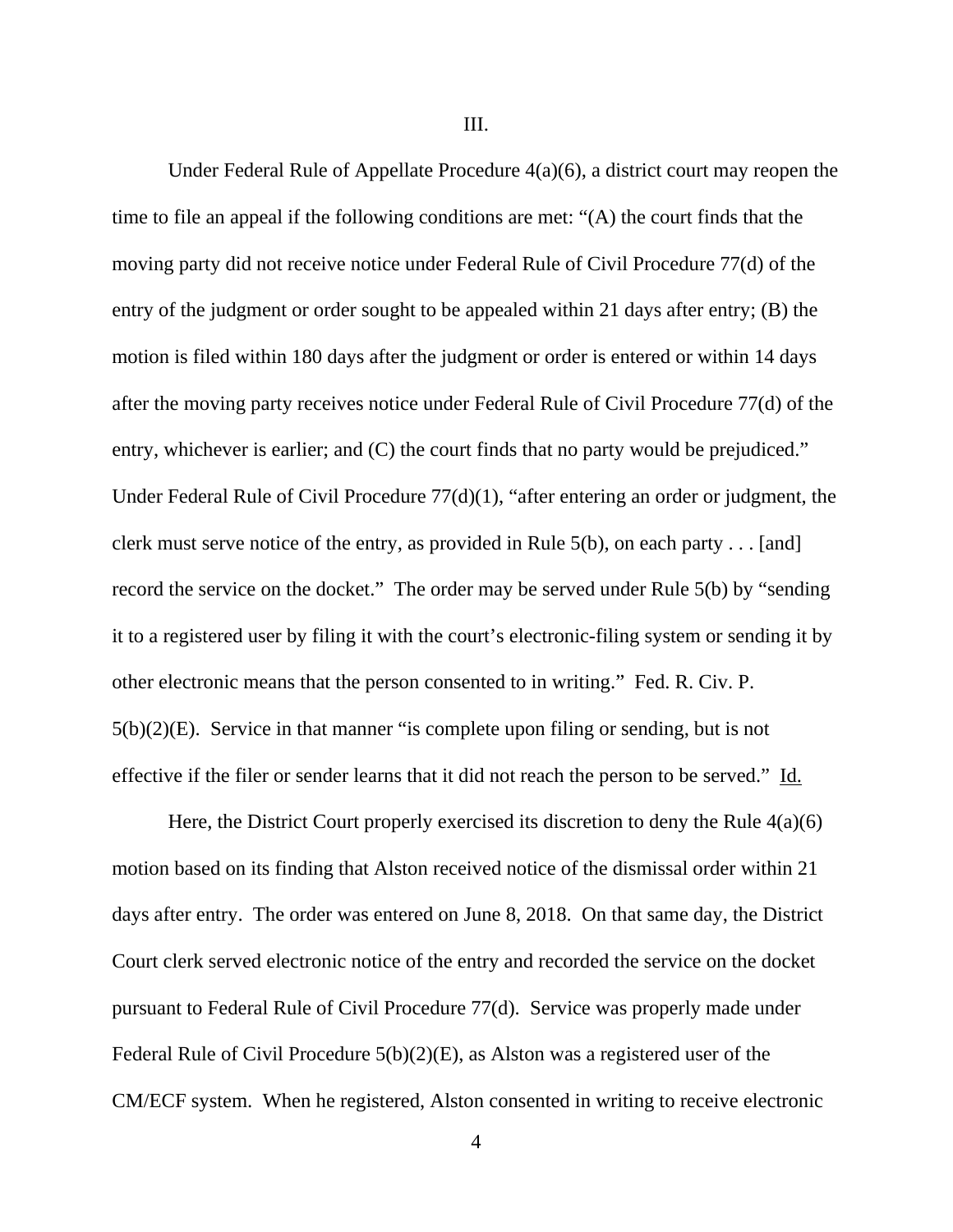III.

Under Federal Rule of Appellate Procedure 4(a)(6), a district court may reopen the time to file an appeal if the following conditions are met: "(A) the court finds that the moving party did not receive notice under Federal Rule of Civil Procedure 77(d) of the entry of the judgment or order sought to be appealed within 21 days after entry; (B) the motion is filed within 180 days after the judgment or order is entered or within 14 days after the moving party receives notice under Federal Rule of Civil Procedure 77(d) of the entry, whichever is earlier; and (C) the court finds that no party would be prejudiced." Under Federal Rule of Civil Procedure 77(d)(1), "after entering an order or judgment, the clerk must serve notice of the entry, as provided in Rule 5(b), on each party . . . [and] record the service on the docket." The order may be served under Rule 5(b) by "sending it to a registered user by filing it with the court's electronic-filing system or sending it by other electronic means that the person consented to in writing." Fed. R. Civ. P. 5(b)(2)(E). Service in that manner "is complete upon filing or sending, but is not effective if the filer or sender learns that it did not reach the person to be served." Id.

Here, the District Court properly exercised its discretion to deny the Rule 4(a)(6) motion based on its finding that Alston received notice of the dismissal order within 21 days after entry. The order was entered on June 8, 2018. On that same day, the District Court clerk served electronic notice of the entry and recorded the service on the docket pursuant to Federal Rule of Civil Procedure 77(d). Service was properly made under Federal Rule of Civil Procedure 5(b)(2)(E), as Alston was a registered user of the CM/ECF system. When he registered, Alston consented in writing to receive electronic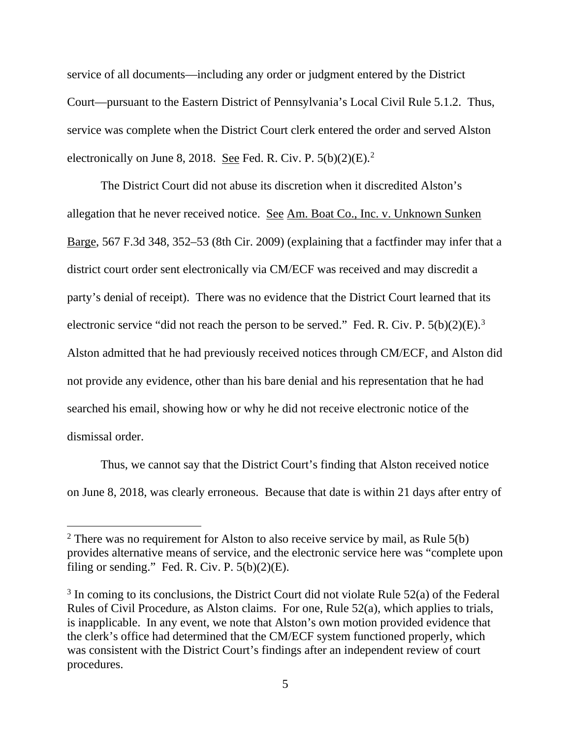service of all documents—including any order or judgment entered by the District Court—pursuant to the Eastern District of Pennsylvania's Local Civil Rule 5.1.2. Thus, service was complete when the District Court clerk entered the order and served Alston electronically on June 8, 2018. See Fed. R. Civ. P. 5(b)(2)(E).[2]

The District Court did not abuse its discretion when it discredited Alston's allegation that he never received notice. See Am. Boat Co., Inc. v. Unknown Sunken Barge, 567 F.3d 348, 352–53 (8th Cir. 2009) (explaining that a factfinder may infer that a district court order sent electronically via CM/ECF was received and may discredit a party's denial of receipt). There was no evidence that the District Court learned that its electronic service "did not reach the person to be served." Fed. R. Civ. P. 5(b)(2)(E).[3] Alston admitted that he had previously received notices through CM/ECF, and Alston did not provide any evidence, other than his bare denial and his representation that he had searched his email, showing how or why he did not receive electronic notice of the dismissal order.

Thus, we cannot say that the District Court's finding that Alston received notice on June 8, 2018, was clearly erroneous. Because that date is within 21 days after entry of

---

[2] There was no requirement for Alston to also receive service by mail, as Rule 5(b) provides alternative means of service, and the electronic service here was "complete upon filing or sending." Fed. R. Civ. P. 5(b)(2)(E).

[3] In coming to its conclusions, the District Court did not violate Rule 52(a) of the Federal Rules of Civil Procedure, as Alston claims. For one, Rule 52(a), which applies to trials, is inapplicable. In any event, we note that Alston's own motion provided evidence that the clerk's office had determined that the CM/ECF system functioned properly, which was consistent with the District Court's findings after an independent review of court procedures.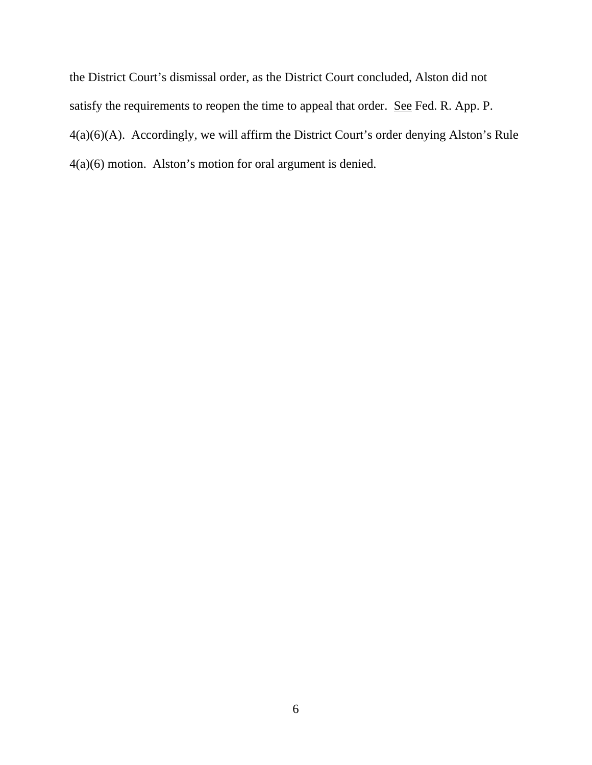the District Court's dismissal order, as the District Court concluded, Alston did not satisfy the requirements to reopen the time to appeal that order. See Fed. R. App. P. 4(a)(6)(A). Accordingly, we will affirm the District Court's order denying Alston's Rule 4(a)(6) motion. Alston's motion for oral argument is denied.